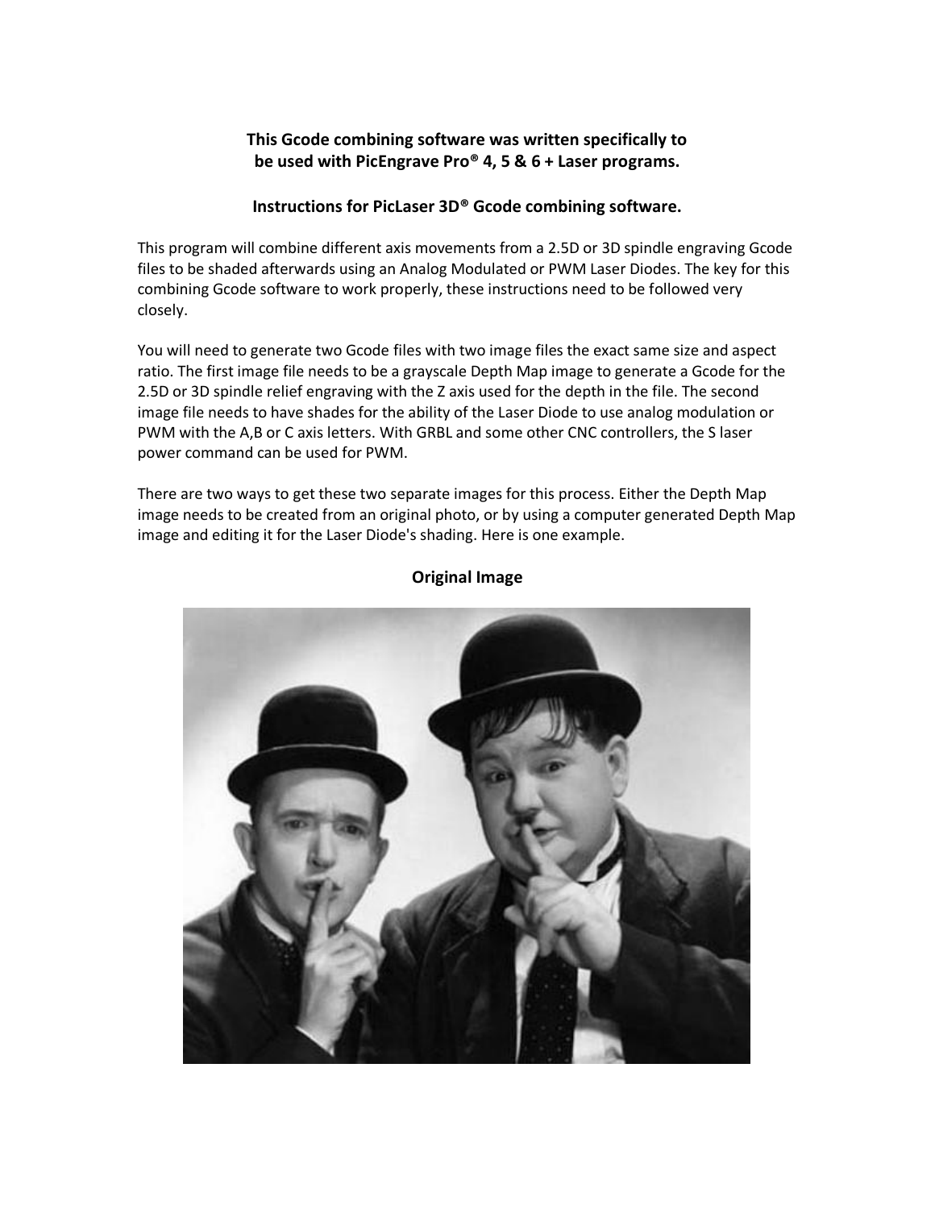**This Gcode combining software was written specifically to be used with PicEngrave Pro® 4, 5 & 6 + Laser programs.**

**Instructions for PicLaser 3D® Gcode combining software.**

This program will combine different axis movements from a 2.5D or 3D spindle engraving Gcode files to be shaded afterwards using an Analog Modulated or PWM Laser Diodes. The key for this combining Gcode software to work properly, these instructions need to be followed very closely.

You will need to generate two Gcode files with two image files the exact same size and aspect ratio. The first image file needs to be a grayscale Depth Map image to generate a Gcode for the 2.5D or 3D spindle relief engraving with the Z axis used for the depth in the file. The second image file needs to have shades for the ability of the Laser Diode to use analog modulation or PWM with the A,B or C axis letters. With GRBL and some other CNC controllers, the S laser power command can be used for PWM.

There are two ways to get these two separate images for this process. Either the Depth Map image needs to be created from an original photo, or by using a computer generated Depth Map image and editing it for the Laser Diode's shading. Here is one example.

**Original Image**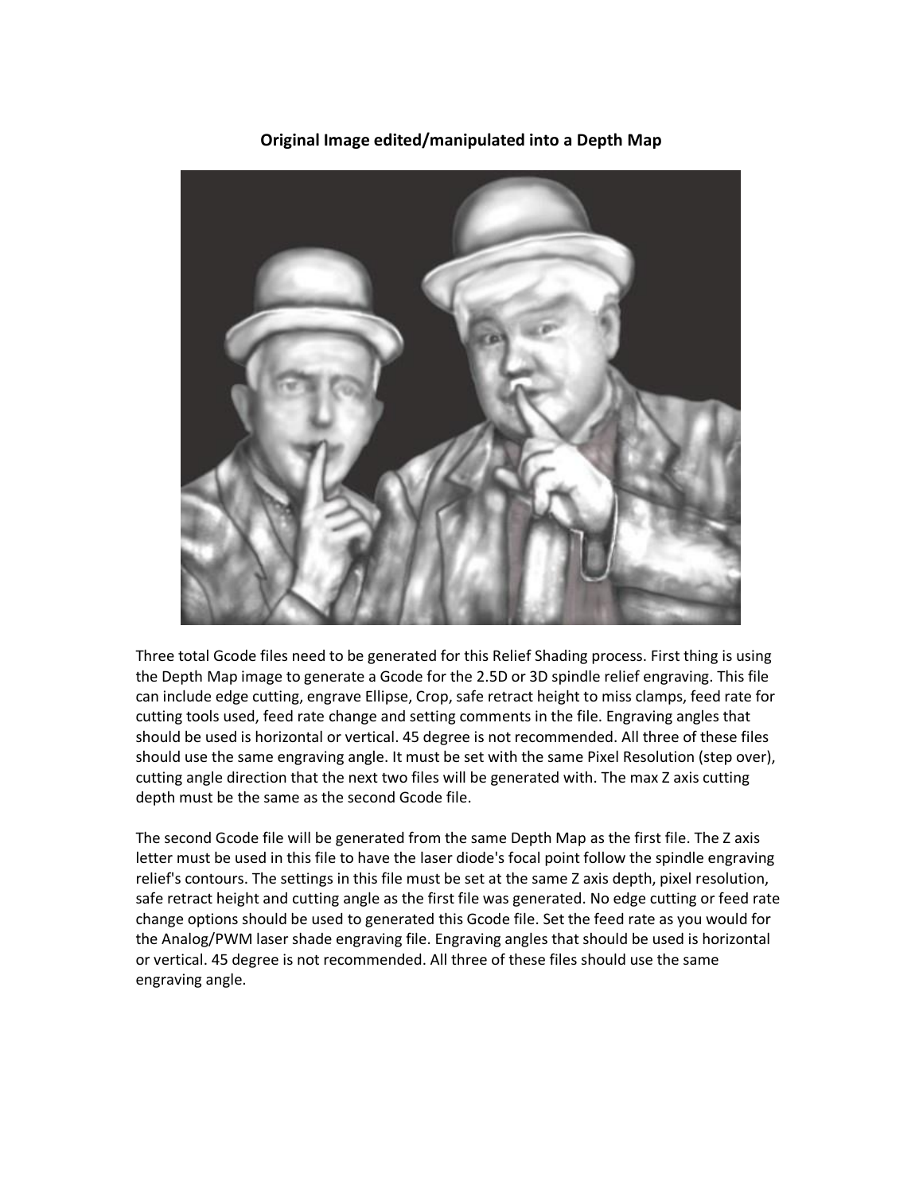**Original Image edited/manipulated into a Depth Map**

Three total Gcode files need to be generated for this Relief Shading process. First thing is using the Depth Map image to generate a Gcode for the 2.5D or 3D spindle relief engraving. This file can include edge cutting, engrave Ellipse, Crop, safe retract height to miss clamps, feed rate for cutting tools used, feed rate change and setting comments in the file. Engraving angles that should be used is horizontal or vertical. 45 degree is not recommended. All three of these files should use the same engraving angle. It must be set with the same Pixel Resolution (step over), cutting angle direction that the next two files will be generated with. The max Z axis cutting depth must be the same as the second Gcode file.

The second Gcode file will be generated from the same Depth Map as the first file. The Z axis letter must be used in this file to have the laser diode's focal point follow the spindle engraving relief's contours. The settings in this file must be set at the same Z axis depth, pixel resolution, safe retract height and cutting angle as the first file was generated. No edge cutting or feed rate change options should be used to generated this Gcode file. Set the feed rate as you would for the Analog/PWM laser shade engraving file. Engraving angles that should be used is horizontal or vertical. 45 degree is not recommended. All three of these files should use the same engraving angle.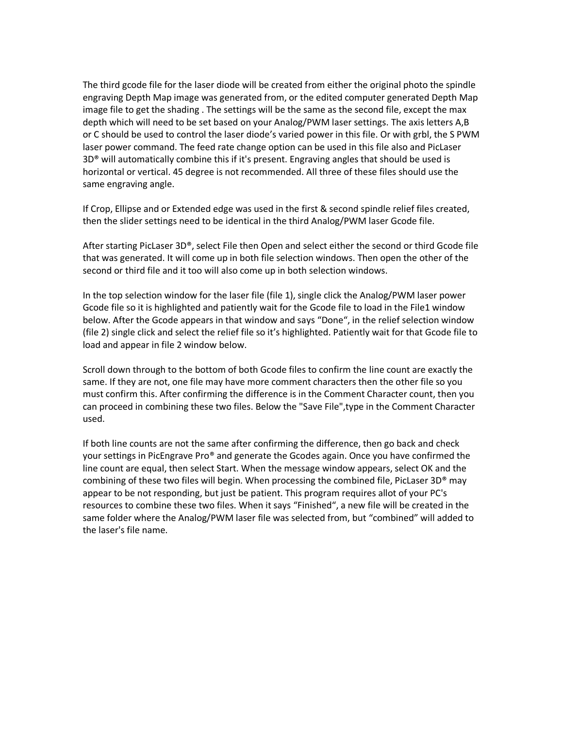The third gcode file for the laser diode will be created from either the original photo the spindle engraving Depth Map image was generated from, or the edited computer generated Depth Map image file to get the shading . The settings will be the same as the second file, except the max depth which will need to be set based on your Analog/PWM laser settings. The axis letters A,B or C should be used to control the laser diode's varied power in this file. Or with grbl, the S PWM laser power command. The feed rate change option can be used in this file also and PicLaser 3D® will automatically combine this if it's present. Engraving angles that should be used is horizontal or vertical. 45 degree is not recommended. All three of these files should use the same engraving angle.

If Crop, Ellipse and or Extended edge was used in the first & second spindle relief files created, then the slider settings need to be identical in the third Analog/PWM laser Gcode file.

After starting PicLaser 3D®, select File then Open and select either the second or third Gcode file that was generated. It will come up in both file selection windows. Then open the other of the second or third file and it too will also come up in both selection windows.

In the top selection window for the laser file (file 1), single click the Analog/PWM laser power Gcode file so it is highlighted and patiently wait for the Gcode file to load in the File1 window below. After the Gcode appears in that window and says "Done", in the relief selection window (file 2) single click and select the relief file so it's highlighted. Patiently wait for that Gcode file to load and appear in file 2 window below.

Scroll down through to the bottom of both Gcode files to confirm the line count are exactly the same. If they are not, one file may have more comment characters then the other file so you must confirm this. After confirming the difference is in the Comment Character count, then you can proceed in combining these two files. Below the "Save File",type in the Comment Character used.

If both line counts are not the same after confirming the difference, then go back and check your settings in PicEngrave Pro® and generate the Gcodes again. Once you have confirmed the line count are equal, then select Start. When the message window appears, select OK and the combining of these two files will begin. When processing the combined file, PicLaser 3D® may appear to be not responding, but just be patient. This program requires allot of your PC's resources to combine these two files. When it says "Finished", a new file will be created in the same folder where the Analog/PWM laser file was selected from, but "combined" will added to the laser's file name.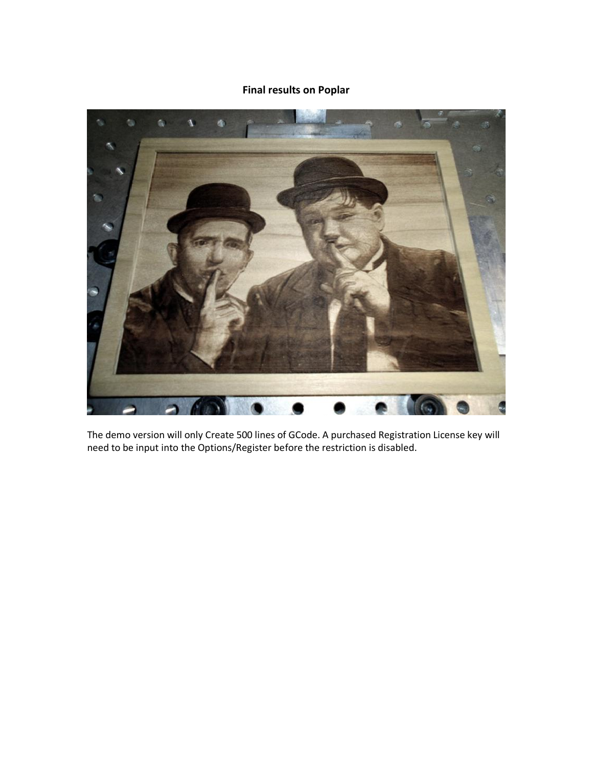**Final results on Poplar**

The demo version will only Create 500 lines of GCode. A purchased Registration License key will need to be input into the Options/Register before the restriction is disabled.